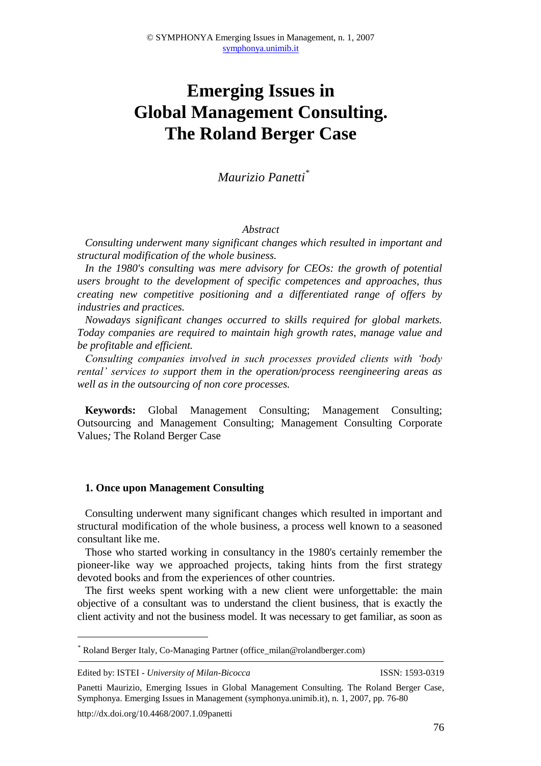# Emerging Issues in Global Management Consulting. The Roland Berger Case

*Maurizio Panetti*[*]

*Abstract*

*Consulting underwent many significant changes which resulted in important and structural modification of the whole business.*

*In the 1980's consulting was mere advisory for CEOs: the growth of potential users brought to the development of specific competences and approaches, thus creating new competitive positioning and a differentiated range of offers by industries and practices.*

*Nowadays significant changes occurred to skills required for global markets. Today companies are required to maintain high growth rates, manage value and be profitable and efficient.*

*Consulting companies involved in such processes provided clients with 'body rental' services to support them in the operation/process reengineering areas as well as in the outsourcing of non core processes.*

**Keywords:** Global Management Consulting; Management Consulting; Outsourcing and Management Consulting; Management Consulting Corporate Values*;* The Roland Berger Case

## 1. Once upon Management Consulting

Consulting underwent many significant changes which resulted in important and structural modification of the whole business, a process well known to a seasoned consultant like me.

Those who started working in consultancy in the 1980's certainly remember the pioneer-like way we approached projects, taking hints from the first strategy devoted books and from the experiences of other countries.

The first weeks spent working with a new client were unforgettable: the main objective of a consultant was to understand the client business, that is exactly the client activity and not the business model. It was necessary to get familiar, as soon as

---

[*] Roland Berger Italy, Co-Managing Partner (office_milan@rolandberger.com)

Edited by: ISTEI - *University of Milan-Bicocca* ISSN: 1593-0319

Panetti Maurizio, Emerging Issues in Global Management Consulting. The Roland Berger Case, Symphonya. Emerging Issues in Management (symphonya.unimib.it), n. 1, 2007, pp. 76-80

http://dx.doi.org/10.4468/2007.1.09panetti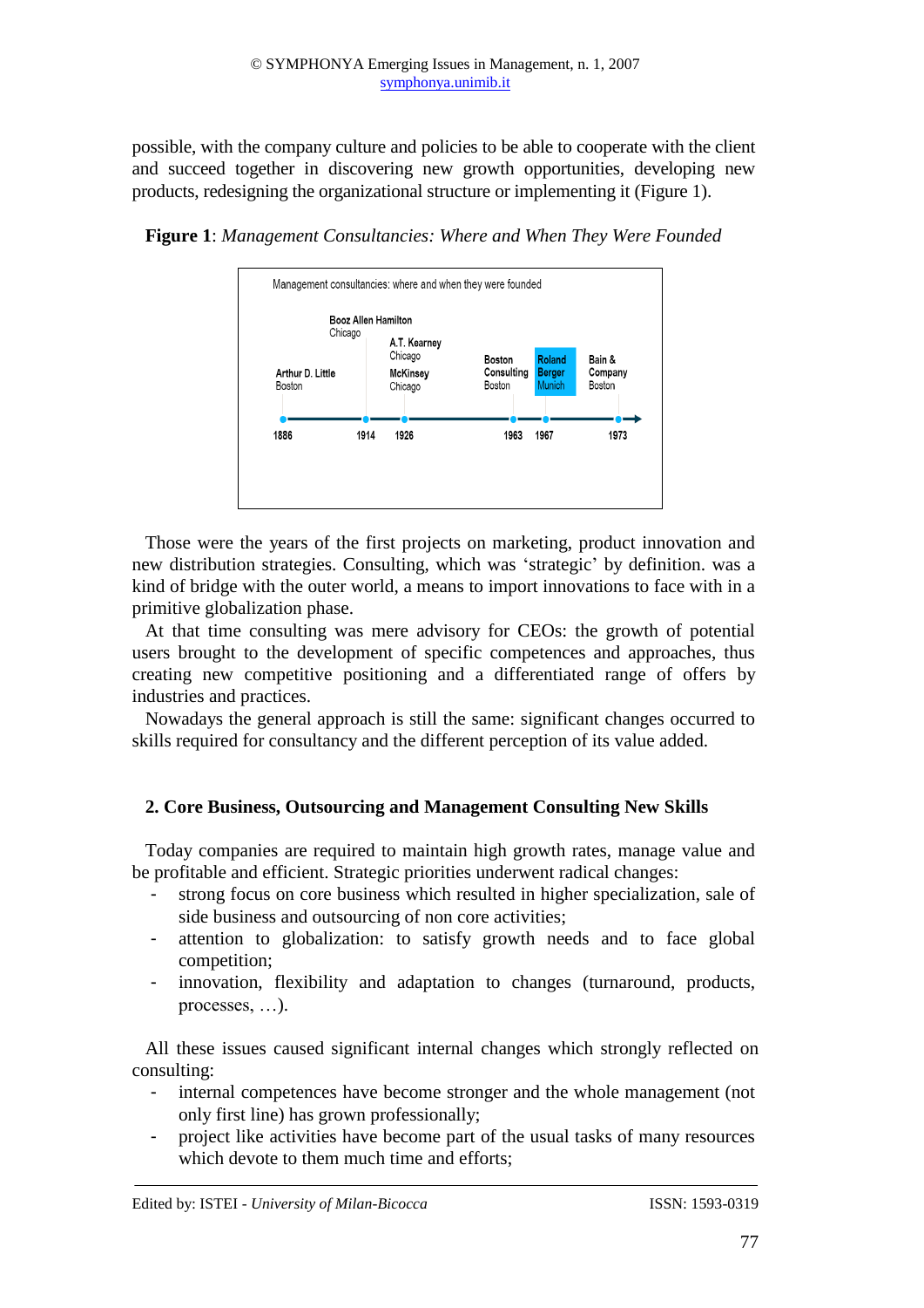possible, with the company culture and policies to be able to cooperate with the client and succeed together in discovering new growth opportunities, developing new products, redesigning the organizational structure or implementing it (Figure 1).

**Figure 1**: *Management Consultancies: Where and When They Were Founded*

Management consultancies: where and when they were founded

| Year | Company | City |
|---|---|---|
| 1886 | Arthur D. Little | Boston |
| 1914 | Booz Allen Hamilton | Chicago |
| 1926 | A.T. Kearney | Chicago |
| 1926 | McKinsey | Chicago |
| 1963 | Boston Consulting | Boston |
| 1967 | Roland Berger | Munich |
| 1973 | Bain & Company | Boston |

Those were the years of the first projects on marketing, product innovation and new distribution strategies. Consulting, which was 'strategic' by definition. was a kind of bridge with the outer world, a means to import innovations to face with in a primitive globalization phase.

At that time consulting was mere advisory for CEOs: the growth of potential users brought to the development of specific competences and approaches, thus creating new competitive positioning and a differentiated range of offers by industries and practices.

Nowadays the general approach is still the same: significant changes occurred to skills required for consultancy and the different perception of its value added.

## 2. Core Business, Outsourcing and Management Consulting New Skills

Today companies are required to maintain high growth rates, manage value and be profitable and efficient. Strategic priorities underwent radical changes:

- strong focus on core business which resulted in higher specialization, sale of side business and outsourcing of non core activities;
- attention to globalization: to satisfy growth needs and to face global competition;
- innovation, flexibility and adaptation to changes (turnaround, products, processes, …).

All these issues caused significant internal changes which strongly reflected on consulting:

- internal competences have become stronger and the whole management (not only first line) has grown professionally;
- project like activities have become part of the usual tasks of many resources which devote to them much time and efforts;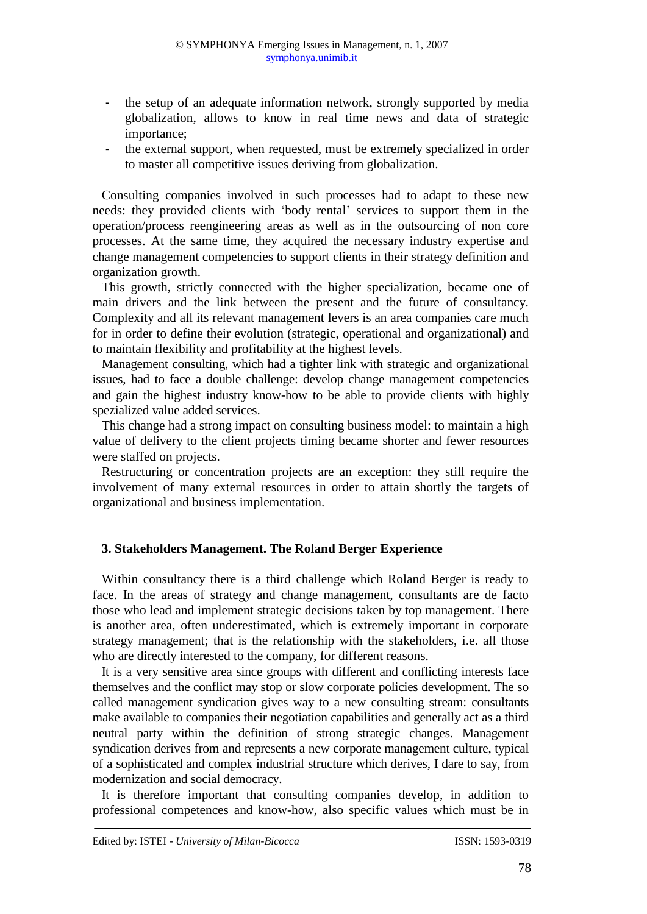- the setup of an adequate information network, strongly supported by media globalization, allows to know in real time news and data of strategic importance;
- the external support, when requested, must be extremely specialized in order to master all competitive issues deriving from globalization.

Consulting companies involved in such processes had to adapt to these new needs: they provided clients with 'body rental' services to support them in the operation/process reengineering areas as well as in the outsourcing of non core processes. At the same time, they acquired the necessary industry expertise and change management competencies to support clients in their strategy definition and organization growth.

This growth, strictly connected with the higher specialization, became one of main drivers and the link between the present and the future of consultancy. Complexity and all its relevant management levers is an area companies care much for in order to define their evolution (strategic, operational and organizational) and to maintain flexibility and profitability at the highest levels.

Management consulting, which had a tighter link with strategic and organizational issues, had to face a double challenge: develop change management competencies and gain the highest industry know-how to be able to provide clients with highly spezialized value added services.

This change had a strong impact on consulting business model: to maintain a high value of delivery to the client projects timing became shorter and fewer resources were staffed on projects.

Restructuring or concentration projects are an exception: they still require the involvement of many external resources in order to attain shortly the targets of organizational and business implementation.

## 3. Stakeholders Management. The Roland Berger Experience

Within consultancy there is a third challenge which Roland Berger is ready to face. In the areas of strategy and change management, consultants are de facto those who lead and implement strategic decisions taken by top management. There is another area, often underestimated, which is extremely important in corporate strategy management; that is the relationship with the stakeholders, i.e. all those who are directly interested to the company, for different reasons.

It is a very sensitive area since groups with different and conflicting interests face themselves and the conflict may stop or slow corporate policies development. The so called management syndication gives way to a new consulting stream: consultants make available to companies their negotiation capabilities and generally act as a third neutral party within the definition of strong strategic changes. Management syndication derives from and represents a new corporate management culture, typical of a sophisticated and complex industrial structure which derives, I dare to say, from modernization and social democracy.

It is therefore important that consulting companies develop, in addition to professional competences and know-how, also specific values which must be in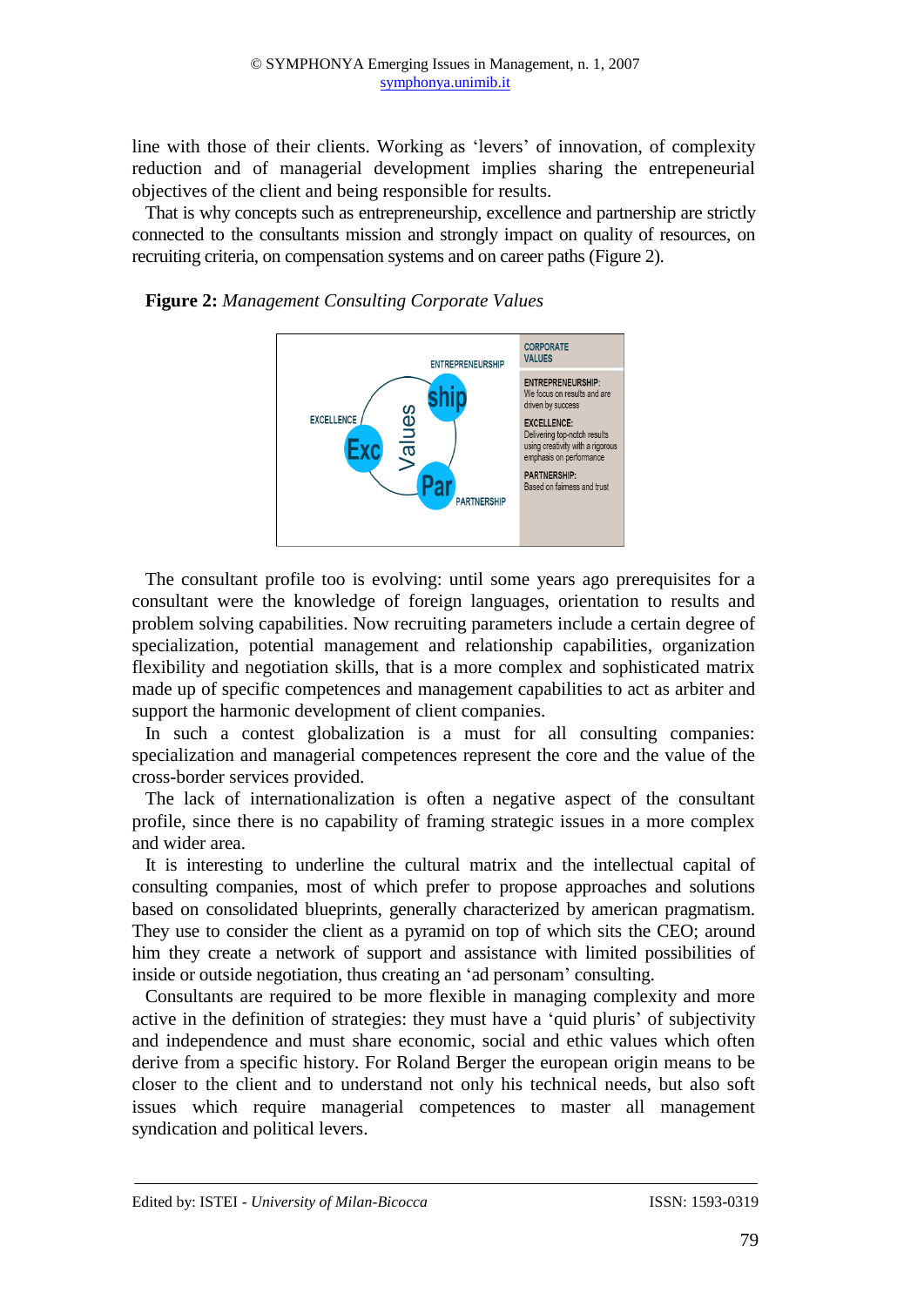line with those of their clients. Working as 'levers' of innovation, of complexity reduction and of managerial development implies sharing the entepreneurial objectives of the client and being responsible for results.

That is why concepts such as entrepreneurship, excellence and partnership are strictly connected to the consultants mission and strongly impact on quality of resources, on recruiting criteria, on compensation systems and on career paths (Figure 2).

**Figure 2:** *Management Consulting Corporate Values*

ENTREPRENEURSHIP — ship
EXCELLENCE — Exc
PARTNERSHIP — Par
Values

CORPORATE VALUES

ENTREPRENEURSHIP: We focus on results and are driven by success

EXCELLENCE: Delivering top-notch results using creativity with a rigorous emphasis on performance

PARTNERSHIP: Based on fairness and trust

The consultant profile too is evolving: until some years ago prerequisites for a consultant were the knowledge of foreign languages, orientation to results and problem solving capabilities. Now recruiting parameters include a certain degree of specialization, potential management and relationship capabilities, organization flexibility and negotiation skills, that is a more complex and sophisticated matrix made up of specific competences and management capabilities to act as arbiter and support the harmonic development of client companies.

In such a contest globalization is a must for all consulting companies: specialization and managerial competences represent the core and the value of the cross-border services provided.

The lack of internationalization is often a negative aspect of the consultant profile, since there is no capability of framing strategic issues in a more complex and wider area.

It is interesting to underline the cultural matrix and the intellectual capital of consulting companies, most of which prefer to propose approaches and solutions based on consolidated blueprints, generally characterized by american pragmatism. They use to consider the client as a pyramid on top of which sits the CEO; around him they create a network of support and assistance with limited possibilities of inside or outside negotiation, thus creating an 'ad personam' consulting.

Consultants are required to be more flexible in managing complexity and more active in the definition of strategies: they must have a 'quid pluris' of subjectivity and independence and must share economic, social and ethic values which often derive from a specific history. For Roland Berger the european origin means to be closer to the client and to understand not only his technical needs, but also soft issues which require managerial competences to master all management syndication and political levers.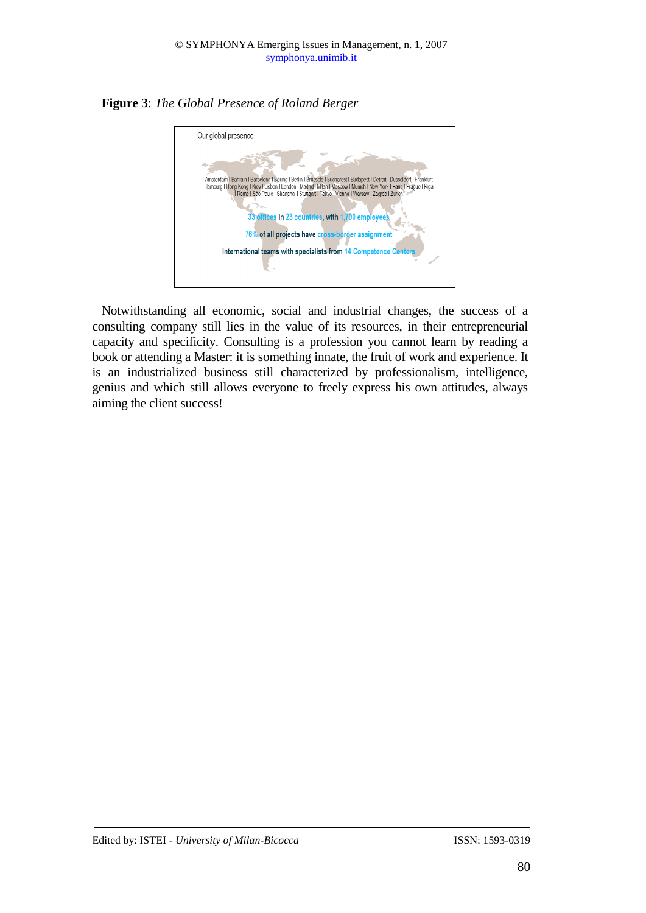**Figure 3**: *The Global Presence of Roland Berger*

Our global presence

Amsterdam I Bahrain I Barcelona I Beijing I Berlin I Brussels I Bucharest I Budapest I Detroit I Düsseldorf I Frankfurt Hamburg I Hong Kong I Kiev I Lisbon I London I Madrid I Milan I Moscow I Munich I New York I Paris I Prague I Riga I Rome I São Paulo I Shanghai I Stuttgart I Tokyo I Vienna I Warsaw I Zagreb I Zurich

33 offices in 23 countries, with 1,700 employees

76% of all projects have cross-border assignment

International teams with specialists from 14 Competence Centers

Notwithstanding all economic, social and industrial changes, the success of a consulting company still lies in the value of its resources, in their entrepreneurial capacity and specificity. Consulting is a profession you cannot learn by reading a book or attending a Master: it is something innate, the fruit of work and experience. It is an industrialized business still characterized by professionalism, intelligence, genius and which still allows everyone to freely express his own attitudes, always aiming the client success!